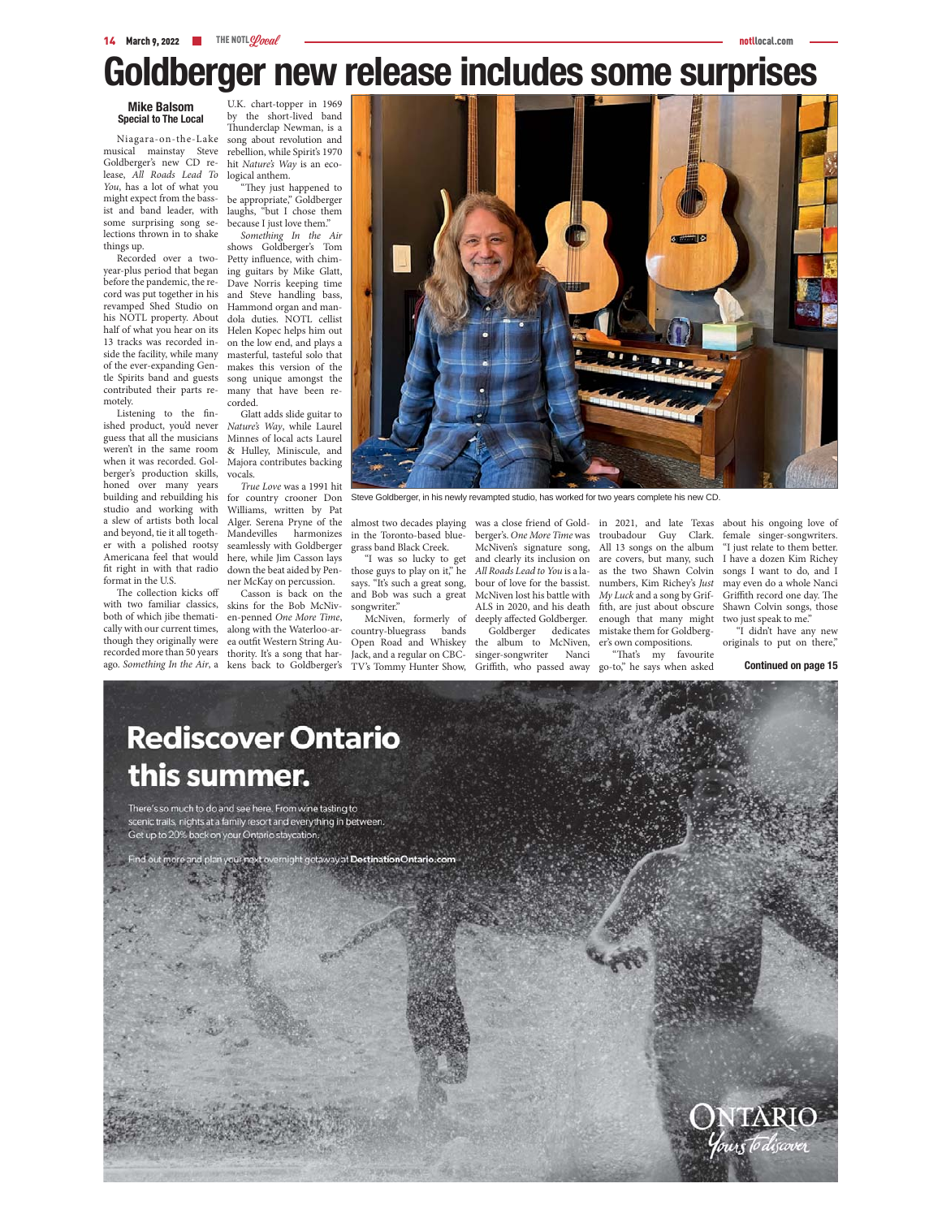# Goldberger new release includes some surprises

**Mike Balsom**
**Special to The Local**

Niagara-on-the-Lake musical mainstay Steve Goldberger's new CD release, *All Roads Lead To You*, has a lot of what you might expect from the bassist and band leader, with some surprising song selections thrown in to shake things up.

Recorded over a two-year-plus period that began before the pandemic, the record was put together in his revamped Shed Studio on his NOTL property. About half of what you hear on its 13 tracks was recorded inside the facility, while many of the ever-expanding Gentle Spirits band and guests contributed their parts remotely.

Listening to the finished product, you'd never guess that all the musicians weren't in the same room when it was recorded. Golberger's production skills, honed over many years building and rebuilding his studio and working with a slew of artists both local and beyond, tie it all together with a polished rootsy Americana feel that would fit right in with that radio format in the U.S.

The collection kicks off with two familiar classics, both of which jibe thematically with our current times, though they originally were recorded more than 50 years ago. *Something In the Air*, a U.K. chart-topper in 1969 by the short-lived band Thunderclap Newman, is a song about revolution and rebellion, while Spirit's 1970 hit *Nature's Way* is an ecological anthem.

"They just happened to be appropriate," Goldberger laughs, "but I chose them because I just love them."

*Something In the Air* shows Goldberger's Tom Petty influence, with chiming guitars by Mike Glatt, Dave Norris keeping time and Steve handling bass, Hammond organ and mandola duties. NOTL cellist Helen Kopec helps him out on the low end, and plays a masterful, tasteful solo that makes this version of the song unique amongst the many that have been recorded.

Glatt adds slide guitar to *Nature's Way*, while Laurel Minnes of local acts Laurel & Hulley, Miniscule, and Majora contributes backing vocals.

*True Love* was a 1991 hit for country crooner Don Williams, written by Pat Alger. Serena Pryne of the Mandevilles harmonizes seamlessly with Goldberger here, while Jim Casson lays down the beat aided by Penner McKay on percussion.

Casson is back on the skins for the Bob McNiven-penned *One More Time*, along with the Waterloo-area outfit Western String Authority. It's a song that harkens back to Goldberger's almost two decades playing in the Toronto-based bluegrass band Black Creek.

"I was so lucky to get those guys to play on it," he says. "It's such a great song, and Bob was such a great songwriter."

McNiven, formerly of country-bluegrass bands Open Road and Whiskey Jack, and a regular on CBC-TV's Tommy Hunter Show, was a close friend of Goldberger's. *One More Time* was McNiven's signature song, and clearly its inclusion on *All Roads Lead to You* is a labour of love for the bassist. McNiven lost his battle with ALS in 2020, and his death deeply affected Goldberger.

Goldberger dedicates the album to McNiven, singer-songwriter Nanci Griffith, who passed away in 2021, and late Texas troubadour Guy Clark. All 13 songs on the album are covers, but many, such as the two Shawn Colvin numbers, Kim Richey's *Just My Luck* and a song by Griffith, are just about obscure enough that many might mistake them for Goldberger's own compositions.

"That's my favourite go-to," he says when asked about his ongoing love of female singer-songwriters. "I just relate to them better. I have a dozen Kim Richey songs I want to do, and I may even do a whole Nanci Griffith record one day. The Shawn Colvin songs, those two just speak to me."

"I didn't have any new originals to put on there,"

**Continued on page 15**

Steve Goldberger, in his newly revamped studio, has worked for two years complete his new CD.

**Rediscover Ontario this summer.**

There's so much to do and see here. From wine tasting to scenic trails, nights at a family resort and everything in between. Get up to 20% back on your Ontario staycation.

Find out more and plan your next overnight getaway at **DestinationOntario.com**

ONTARIO *Yours to discover*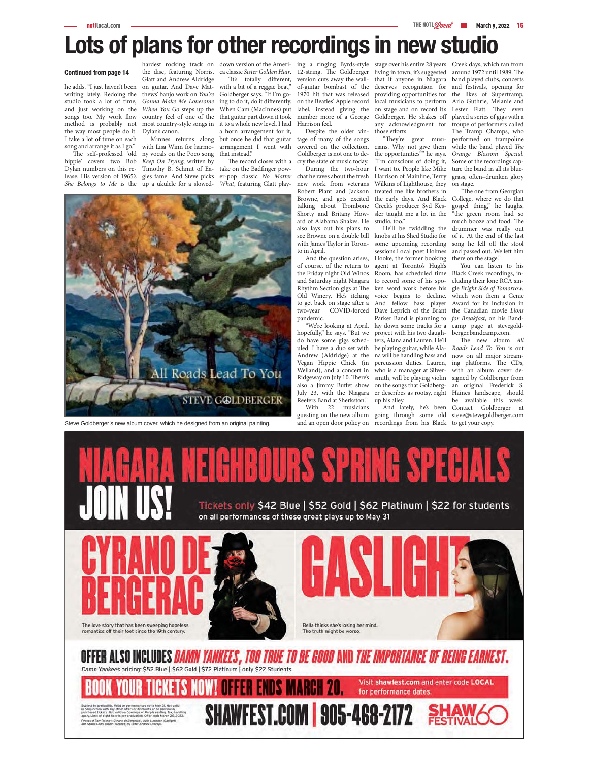# Lots of plans for other recordings in new studio

**Continued from page 14**

he adds. "I just haven't been writing lately. Redoing the studio took a lot of time, and just working on the songs too. My work flow method is probably not the way most people do it. I take a lot of time on each song and arrange it as I go."

The self-professed 'old hippie' covers two Bob Dylan numbers on this release. His version of 1965's *She Belongs to Me* is the hardest rocking track on the disc, featuring Norris, Glatt and Andrew Aldridge on guitar. And Dave Matthews' banjo work on *You're Gonna Make Me Lonesome When You Go* steps up the country feel of one of the most country-style songs in Dylan's canon.

Minnes returns along with Lisa Winn for harmony vocals on the Poco song *Keep On Trying*, written by Timothy B. Schmit of Eagles fame. And Steve picks up a ukulele for a slowed-down version of the America classic *Sister Golden Hair*.

"It's totally different, with a bit of a reggae beat," Goldberger says. "If I'm going to do it, do it differently. When Cam (MacInnes) put it to a whole new level. I had a horn arrangement for it, but once he did that guitar arrangement I went with that instead."

The record closes with a take on the Badfinger power-pop classic *No Matter What*, featuring Glatt playing a ringing Byrds-style 12-string. The Goldberger version cuts away the wall-of-guitar bombast of the 1970 hit that was released on the Beatles' Apple record label, instead giving the number more of a George Harrison feel.

Despite the older vintage of many of the songs covered on the collection, Goldberger is not one to decry the state of music today.

During the two-hour chat he raves about the fresh new work from veterans Robert Plant and Jackson Browne, and gets excited talking about Trombone Shorty and Britany Howard of Alabama Shakes. He also lays out his plans to see Browne on a double bill with James Taylor in Toronto in April.

And the question arises, of course, of the return to the Friday night Old Winos and Saturday night Niagara Rhythm Section gigs at The Old Winery. He's itching to get back on stage after a two-year COVID-forced pandemic.

"We're looking at April, hopefully," he says. "But we do have some gigs scheduled. I have a duo set with Andrew (Aldridge) at the Vegan Hippie Chick (in Welland), and a concert in Ridgeway on July 10. There's also a Jimmy Buffet show July 23, with the Niagara Reefers Band at Sherkston."

With 22 musicians guesting on the new album and an open door policy on stage over his entire 28 years living in town, it's suggested that if anyone in Niagara deserves recognition for providing opportunities for local musicians to perform on stage and on record it's Goldberger. He shakes off any acknowledgment for those efforts.

"They're great musicians. Why not give them the opportunities"" he says. "I'm conscious of doing it, I want to. People like Mike Harrison of Mainline, Terry Wilkins of Lighthouse, they treated me like brothers in the early days. And Black Creek's producer Syd Kessler taught me a lot in the studio, too."

He'll be twiddling the knobs at his Shed Studio for some upcoming recording sessions.Local poet Holmes Hooke, the former booking agent at Toronto's Hugh's Room, has scheduled time to record some of his spoken word work before his voice begins to decline. And fellow bass player Dave Leprich of the Brant Parker Band is planning to lay down some tracks for a project with his two daughters, Alana and Lauren. He'll be playing guitar, while Alana will be handling bass and percussion duties. Lauren, who is a manager at Silversmith, will be playing violin on the songs that Goldberger describes as rootsy, right up his alley.

And lately, he's been going through some old recordings from his Black Creek days, which ran from around 1972 until 1989. The band played clubs, concerts and festivals, opening for the likes of Supertramp, Arlo Guthrie, Melanie and Lester Flatt. They even played a series of gigs with a troupe of performers called The Tramp Champs, who performed on trampoline while the band played *The Orange Blossom Special*. Some of the recordings capture the band in all its bluegrass, often–drunken glory on stage.

"The one from Georgian College, where we do that gospel thing," he laughs, "the green room had so much booze and food. The drummer was really out of it. At the end of the last song he fell off the stool and passed out. We left him there on the stage."

You can listen to his Black Creek recordings, including their lone RCA single *Bright Side of Tomorrow*, which won them a Genie Award for its inclusion in the Canadian movie *Lions for Breakfast*, on his Bandcamp page at stevegoldberger.bandcamp.com.

The new album *All Roads Lead To You* is out now on all major streaming platforms. The CDs, with an album cover designed by Goldberger from an original Frederick S. Haines landscape, should be available this week. Contact Goldberger at steve@stevegoldberger.com to get your copy.

Steve Goldberger's new album cover, which he designed from an original painting.

---

# NIAGARA NEIGHBOURS SPRING SPECIALS
# JOIN US!

Tickets only $42 Blue | $52 Gold | $62 Platinum | $22 for students
on all performances of these great plays up to May 31

**CYRANO DE BERGERAC**
The love story that has been sweeping hopeless romantics off their feet since the 19th century.

**GASLIGHT**
Bella thinks she's losing her mind. The truth might be worse.

**OFFER ALSO INCLUDES *DAMN YANKEES, TOO TRUE TO BE GOOD* AND *THE IMPORTANCE OF BEING EARNEST*.**
*Damn Yankees* pricing: $52 Blue | $62 Gold | $72 Platinum | only $22 Students

**BOOK YOUR TICKETS NOW! OFFER ENDS MARCH 20.** Visit **shawfest.com** and enter code **LOCAL** for performance dates.

Subject to availability. Valid on performances up to May 31. Not valid in conjunction with any other offers or discounts or on previously purchased tickets. Not valid on Openings or Purple seating. Tax, handling apply. Limit of eight tickets per production. Offer ends March 20, 2022.
Photos of Tom Rooney (Cyrano de Bergerac), Julie Lumsden (Gaslight) and Shane Carty (Damn Yankees) by Peter Andrew Lusztyk.

**SHAWFEST.COM | 905-468-2172** SHAW FESTIVAL 60